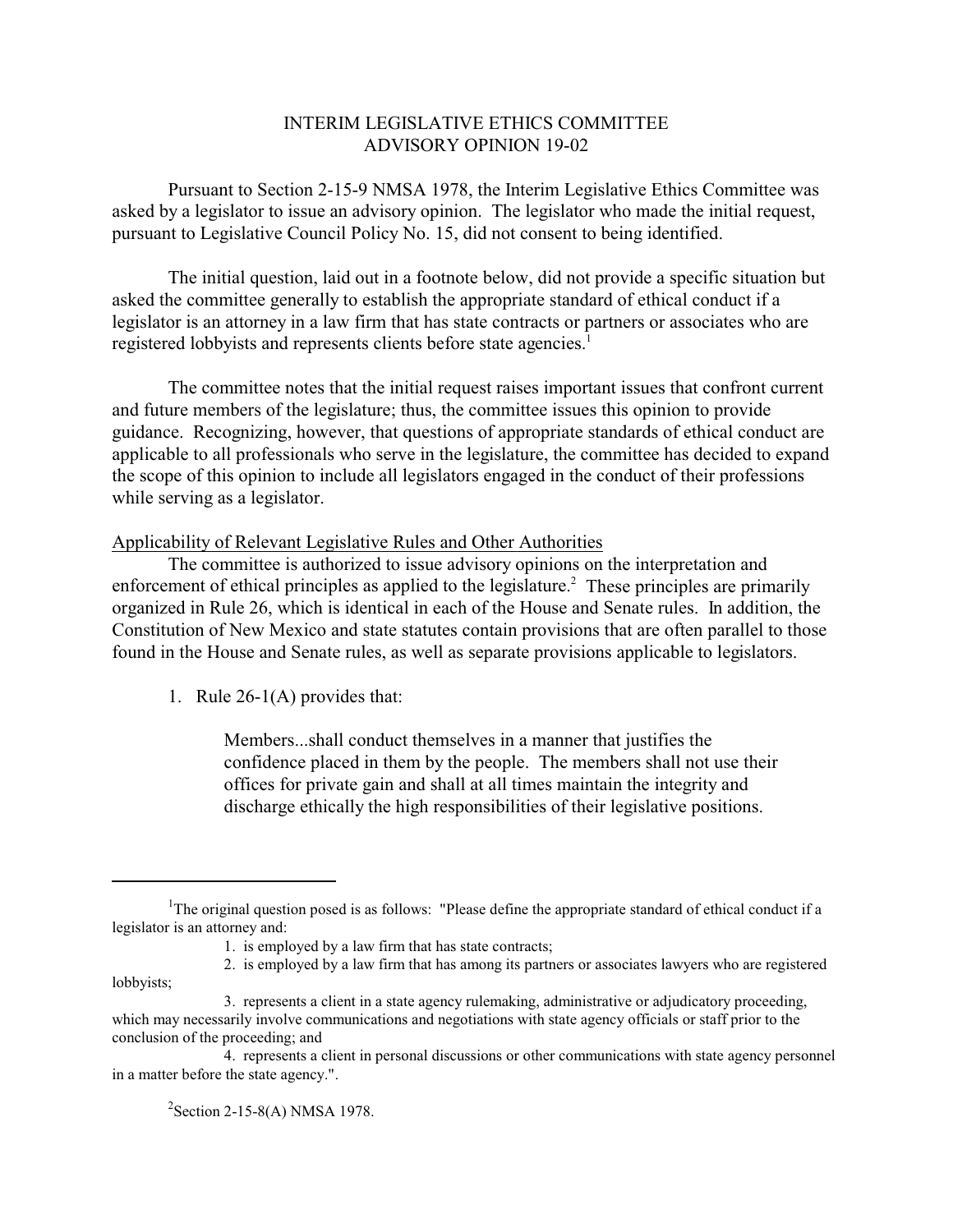# INTERIM LEGISLATIVE ETHICS COMMITTEE
# ADVISORY OPINION 19-02

Pursuant to Section 2-15-9 NMSA 1978, the Interim Legislative Ethics Committee was asked by a legislator to issue an advisory opinion. The legislator who made the initial request, pursuant to Legislative Council Policy No. 15, did not consent to being identified.

The initial question, laid out in a footnote below, did not provide a specific situation but asked the committee generally to establish the appropriate standard of ethical conduct if a legislator is an attorney in a law firm that has state contracts or partners or associates who are registered lobbyists and represents clients before state agencies.[1]

The committee notes that the initial request raises important issues that confront current and future members of the legislature; thus, the committee issues this opinion to provide guidance. Recognizing, however, that questions of appropriate standards of ethical conduct are applicable to all professionals who serve in the legislature, the committee has decided to expand the scope of this opinion to include all legislators engaged in the conduct of their professions while serving as a legislator.

## Applicability of Relevant Legislative Rules and Other Authorities

The committee is authorized to issue advisory opinions on the interpretation and enforcement of ethical principles as applied to the legislature.[2] These principles are primarily organized in Rule 26, which is identical in each of the House and Senate rules. In addition, the Constitution of New Mexico and state statutes contain provisions that are often parallel to those found in the House and Senate rules, as well as separate provisions applicable to legislators.

1. Rule 26-1(A) provides that:

> Members...shall conduct themselves in a manner that justifies the confidence placed in them by the people. The members shall not use their offices for private gain and shall at all times maintain the integrity and discharge ethically the high responsibilities of their legislative positions.

---

[1]The original question posed is as follows: "Please define the appropriate standard of ethical conduct if a legislator is an attorney and:

1. is employed by a law firm that has state contracts;
2. is employed by a law firm that has among its partners or associates lawyers who are registered lobbyists;
3. represents a client in a state agency rulemaking, administrative or adjudicatory proceeding, which may necessarily involve communications and negotiations with state agency officials or staff prior to the conclusion of the proceeding; and
4. represents a client in personal discussions or other communications with state agency personnel in a matter before the state agency.".

[2]Section 2-15-8(A) NMSA 1978.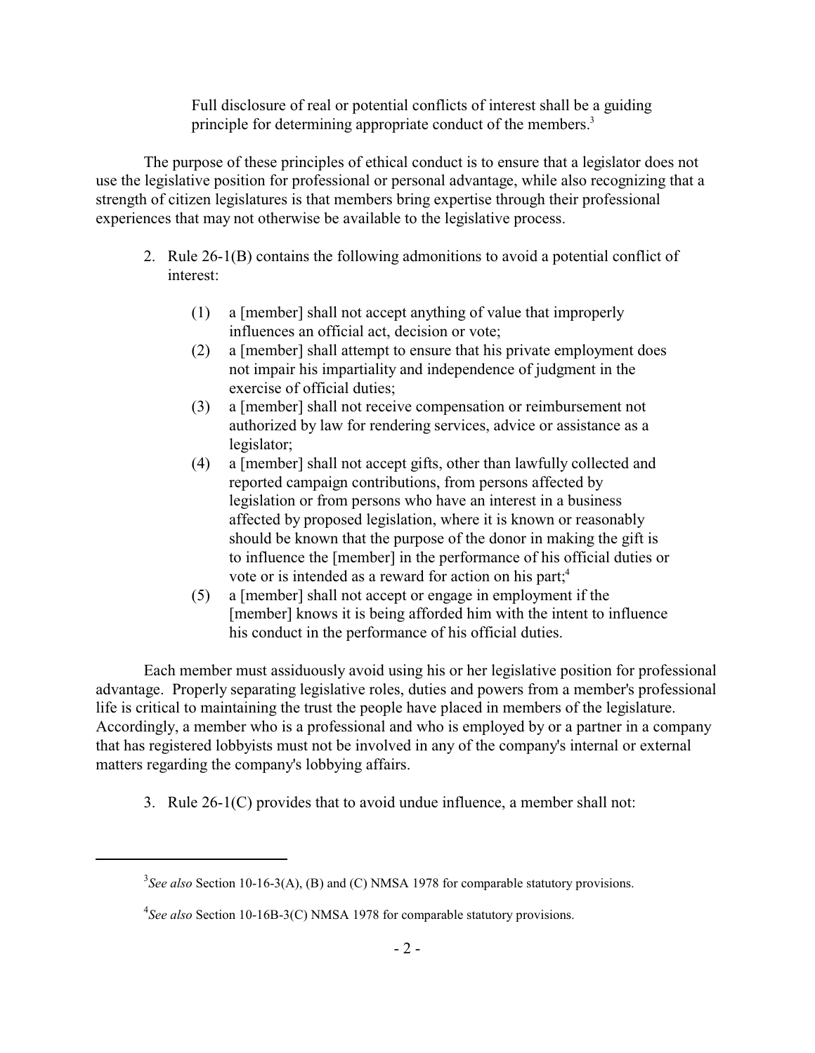> Full disclosure of real or potential conflicts of interest shall be a guiding principle for determining appropriate conduct of the members.[3]

The purpose of these principles of ethical conduct is to ensure that a legislator does not use the legislative position for professional or personal advantage, while also recognizing that a strength of citizen legislatures is that members bring expertise through their professional experiences that may not otherwise be available to the legislative process.

2. Rule 26-1(B) contains the following admonitions to avoid a potential conflict of interest:

   (1) a [member] shall not accept anything of value that improperly influences an official act, decision or vote;

   (2) a [member] shall attempt to ensure that his private employment does not impair his impartiality and independence of judgment in the exercise of official duties;

   (3) a [member] shall not receive compensation or reimbursement not authorized by law for rendering services, advice or assistance as a legislator;

   (4) a [member] shall not accept gifts, other than lawfully collected and reported campaign contributions, from persons affected by legislation or from persons who have an interest in a business affected by proposed legislation, where it is known or reasonably should be known that the purpose of the donor in making the gift is to influence the [member] in the performance of his official duties or vote or is intended as a reward for action on his part;[4]

   (5) a [member] shall not accept or engage in employment if the [member] knows it is being afforded him with the intent to influence his conduct in the performance of his official duties.

Each member must assiduously avoid using his or her legislative position for professional advantage. Properly separating legislative roles, duties and powers from a member's professional life is critical to maintaining the trust the people have placed in members of the legislature. Accordingly, a member who is a professional and who is employed by or a partner in a company that has registered lobbyists must not be involved in any of the company's internal or external matters regarding the company's lobbying affairs.

3. Rule 26-1(C) provides that to avoid undue influence, a member shall not:

---

[3] *See also* Section 10-16-3(A), (B) and (C) NMSA 1978 for comparable statutory provisions.

[4] *See also* Section 10-16B-3(C) NMSA 1978 for comparable statutory provisions.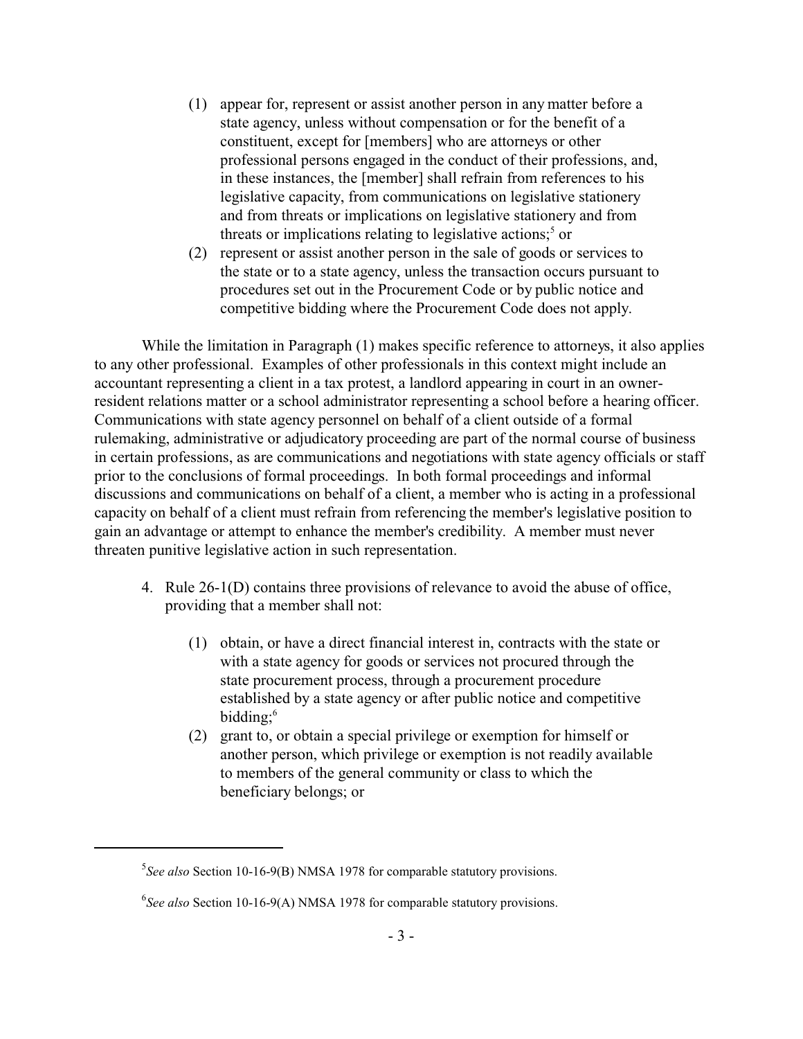(1) appear for, represent or assist another person in any matter before a state agency, unless without compensation or for the benefit of a constituent, except for [members] who are attorneys or other professional persons engaged in the conduct of their professions, and, in these instances, the [member] shall refrain from references to his legislative capacity, from communications on legislative stationery and from threats or implications on legislative stationery and from threats or implications relating to legislative actions;[5] or

(2) represent or assist another person in the sale of goods or services to the state or to a state agency, unless the transaction occurs pursuant to procedures set out in the Procurement Code or by public notice and competitive bidding where the Procurement Code does not apply.

While the limitation in Paragraph (1) makes specific reference to attorneys, it also applies to any other professional. Examples of other professionals in this context might include an accountant representing a client in a tax protest, a landlord appearing in court in an owner-resident relations matter or a school administrator representing a school before a hearing officer. Communications with state agency personnel on behalf of a client outside of a formal rulemaking, administrative or adjudicatory proceeding are part of the normal course of business in certain professions, as are communications and negotiations with state agency officials or staff prior to the conclusions of formal proceedings. In both formal proceedings and informal discussions and communications on behalf of a client, a member who is acting in a professional capacity on behalf of a client must refrain from referencing the member's legislative position to gain an advantage or attempt to enhance the member's credibility. A member must never threaten punitive legislative action in such representation.

4. Rule 26-1(D) contains three provisions of relevance to avoid the abuse of office, providing that a member shall not:

   (1) obtain, or have a direct financial interest in, contracts with the state or with a state agency for goods or services not procured through the state procurement process, through a procurement procedure established by a state agency or after public notice and competitive bidding;[6]

   (2) grant to, or obtain a special privilege or exemption for himself or another person, which privilege or exemption is not readily available to members of the general community or class to which the beneficiary belongs; or

---

[5] *See also* Section 10-16-9(B) NMSA 1978 for comparable statutory provisions.

[6] *See also* Section 10-16-9(A) NMSA 1978 for comparable statutory provisions.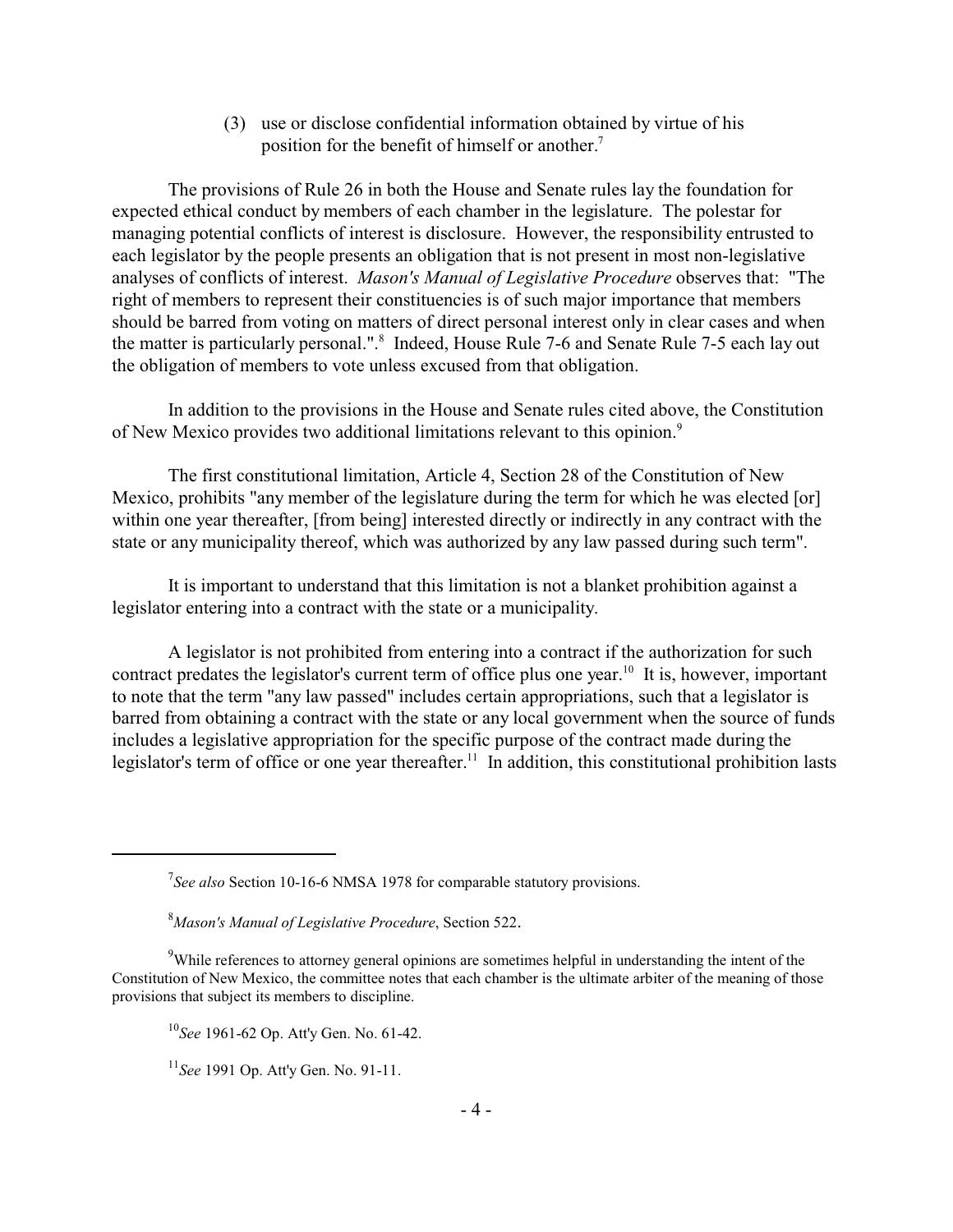(3) use or disclose confidential information obtained by virtue of his position for the benefit of himself or another.[7]

The provisions of Rule 26 in both the House and Senate rules lay the foundation for expected ethical conduct by members of each chamber in the legislature. The polestar for managing potential conflicts of interest is disclosure. However, the responsibility entrusted to each legislator by the people presents an obligation that is not present in most non-legislative analyses of conflicts of interest. *Mason's Manual of Legislative Procedure* observes that: "The right of members to represent their constituencies is of such major importance that members should be barred from voting on matters of direct personal interest only in clear cases and when the matter is particularly personal.".[8] Indeed, House Rule 7-6 and Senate Rule 7-5 each lay out the obligation of members to vote unless excused from that obligation.

In addition to the provisions in the House and Senate rules cited above, the Constitution of New Mexico provides two additional limitations relevant to this opinion.[9]

The first constitutional limitation, Article 4, Section 28 of the Constitution of New Mexico, prohibits "any member of the legislature during the term for which he was elected [or] within one year thereafter, [from being] interested directly or indirectly in any contract with the state or any municipality thereof, which was authorized by any law passed during such term".

It is important to understand that this limitation is not a blanket prohibition against a legislator entering into a contract with the state or a municipality.

A legislator is not prohibited from entering into a contract if the authorization for such contract predates the legislator's current term of office plus one year.[10] It is, however, important to note that the term "any law passed" includes certain appropriations, such that a legislator is barred from obtaining a contract with the state or any local government when the source of funds includes a legislative appropriation for the specific purpose of the contract made during the legislator's term of office or one year thereafter.[11] In addition, this constitutional prohibition lasts

---

[7] *See also* Section 10-16-6 NMSA 1978 for comparable statutory provisions.

[8] *Mason's Manual of Legislative Procedure*, Section 522.

[9] While references to attorney general opinions are sometimes helpful in understanding the intent of the Constitution of New Mexico, the committee notes that each chamber is the ultimate arbiter of the meaning of those provisions that subject its members to discipline.

[10] *See* 1961-62 Op. Att'y Gen. No. 61-42.

[11] *See* 1991 Op. Att'y Gen. No. 91-11.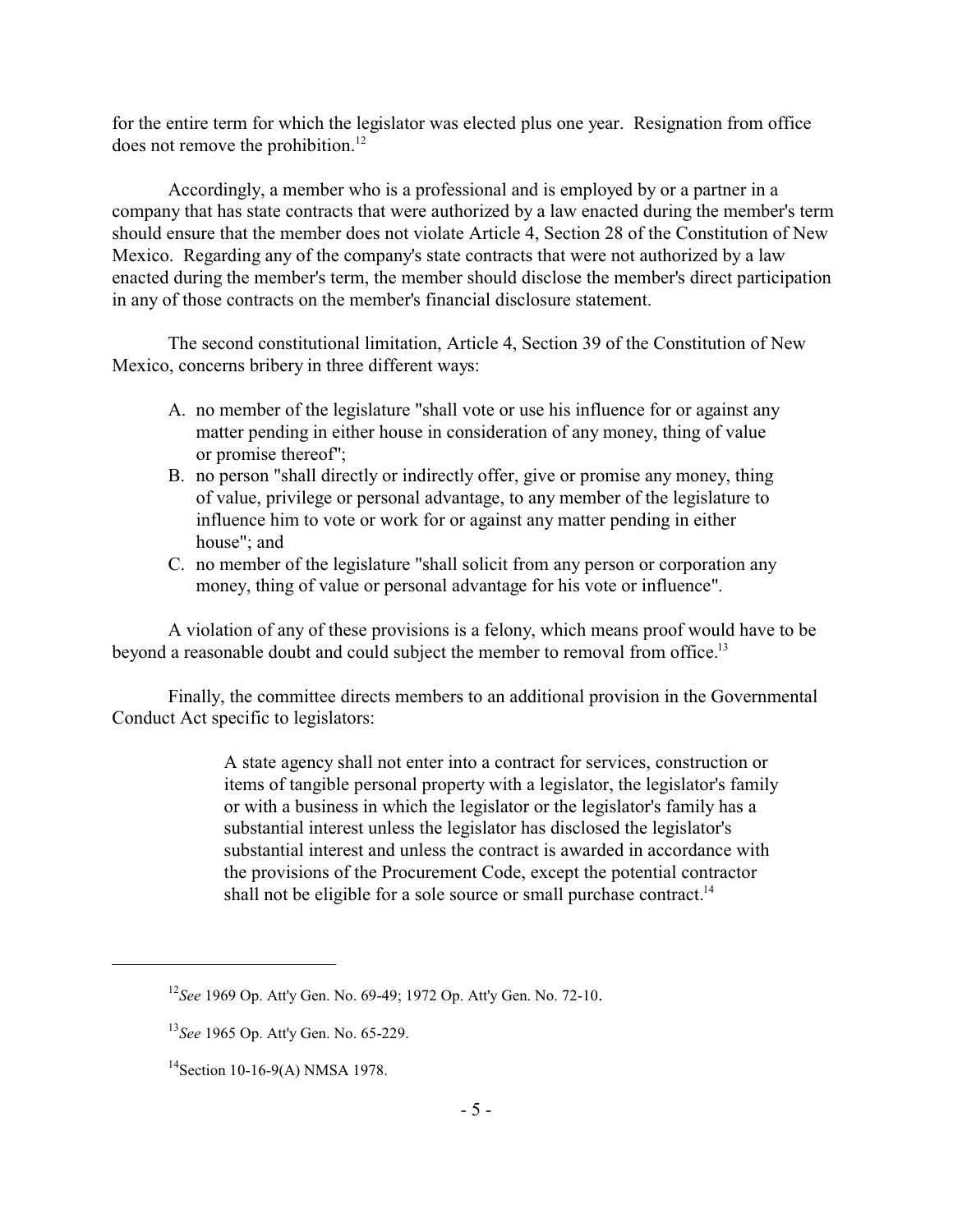for the entire term for which the legislator was elected plus one year. Resignation from office does not remove the prohibition.[12]

Accordingly, a member who is a professional and is employed by or a partner in a company that has state contracts that were authorized by a law enacted during the member's term should ensure that the member does not violate Article 4, Section 28 of the Constitution of New Mexico. Regarding any of the company's state contracts that were not authorized by a law enacted during the member's term, the member should disclose the member's direct participation in any of those contracts on the member's financial disclosure statement.

The second constitutional limitation, Article 4, Section 39 of the Constitution of New Mexico, concerns bribery in three different ways:

A. no member of the legislature "shall vote or use his influence for or against any matter pending in either house in consideration of any money, thing of value or promise thereof";
B. no person "shall directly or indirectly offer, give or promise any money, thing of value, privilege or personal advantage, to any member of the legislature to influence him to vote or work for or against any matter pending in either house"; and
C. no member of the legislature "shall solicit from any person or corporation any money, thing of value or personal advantage for his vote or influence".

A violation of any of these provisions is a felony, which means proof would have to be beyond a reasonable doubt and could subject the member to removal from office.[13]

Finally, the committee directs members to an additional provision in the Governmental Conduct Act specific to legislators:

> A state agency shall not enter into a contract for services, construction or items of tangible personal property with a legislator, the legislator's family or with a business in which the legislator or the legislator's family has a substantial interest unless the legislator has disclosed the legislator's substantial interest and unless the contract is awarded in accordance with the provisions of the Procurement Code, except the potential contractor shall not be eligible for a sole source or small purchase contract.[14]

---

[12] *See* 1969 Op. Att'y Gen. No. 69-49; 1972 Op. Att'y Gen. No. 72-10.

[13] *See* 1965 Op. Att'y Gen. No. 65-229.

[14] Section 10-16-9(A) NMSA 1978.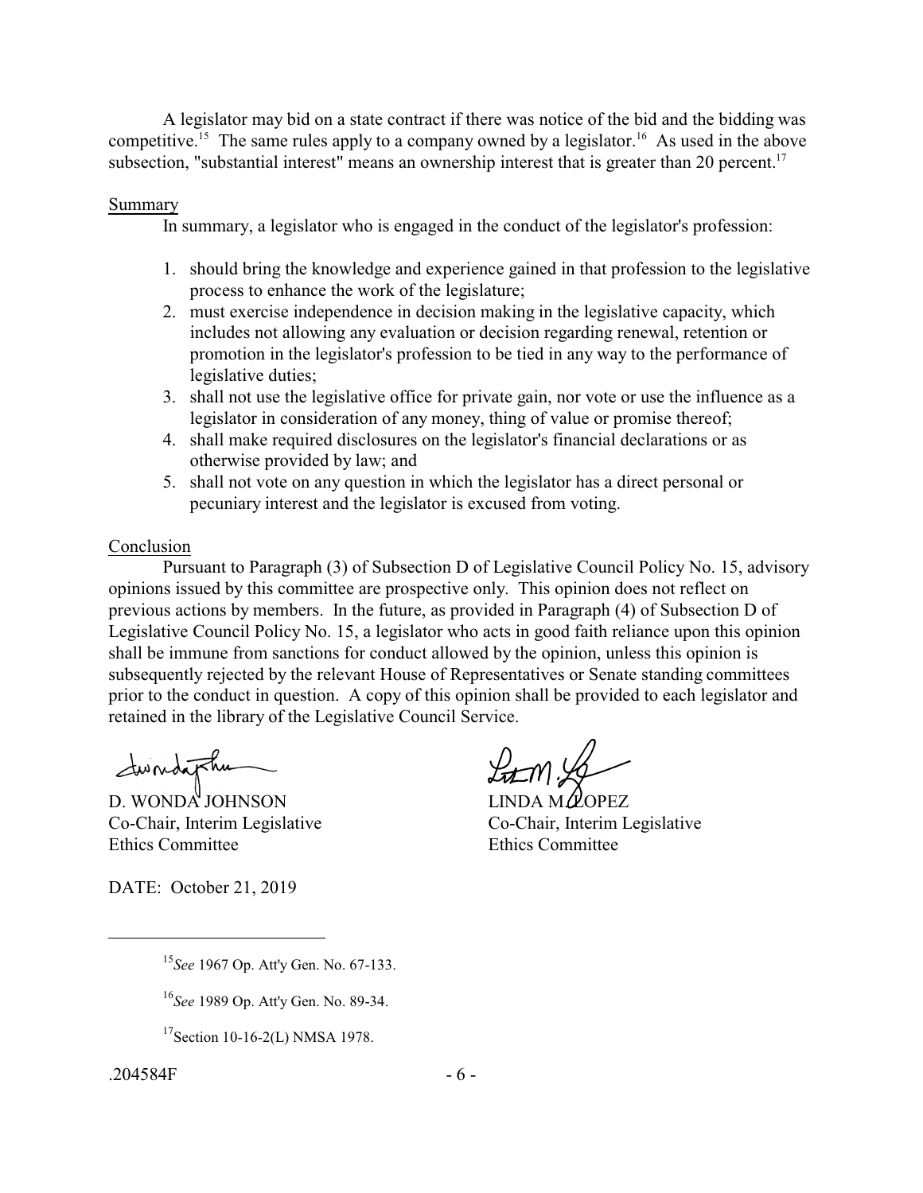A legislator may bid on a state contract if there was notice of the bid and the bidding was competitive.[15] The same rules apply to a company owned by a legislator.[16] As used in the above subsection, "substantial interest" means an ownership interest that is greater than 20 percent.[17]

Summary

In summary, a legislator who is engaged in the conduct of the legislator's profession:

1. should bring the knowledge and experience gained in that profession to the legislative process to enhance the work of the legislature;
2. must exercise independence in decision making in the legislative capacity, which includes not allowing any evaluation or decision regarding renewal, retention or promotion in the legislator's profession to be tied in any way to the performance of legislative duties;
3. shall not use the legislative office for private gain, nor vote or use the influence as a legislator in consideration of any money, thing of value or promise thereof;
4. shall make required disclosures on the legislator's financial declarations or as otherwise provided by law; and
5. shall not vote on any question in which the legislator has a direct personal or pecuniary interest and the legislator is excused from voting.

Conclusion

Pursuant to Paragraph (3) of Subsection D of Legislative Council Policy No. 15, advisory opinions issued by this committee are prospective only. This opinion does not reflect on previous actions by members. In the future, as provided in Paragraph (4) of Subsection D of Legislative Council Policy No. 15, a legislator who acts in good faith reliance upon this opinion shall be immune from sanctions for conduct allowed by the opinion, unless this opinion is subsequently rejected by the relevant House of Representatives or Senate standing committees prior to the conduct in question. A copy of this opinion shall be provided to each legislator and retained in the library of the Legislative Council Service.

D. WONDA JOHNSON
Co-Chair, Interim Legislative
Ethics Committee

LINDA M. LOPEZ
Co-Chair, Interim Legislative
Ethics Committee

DATE: October 21, 2019

[15] *See* 1967 Op. Att'y Gen. No. 67-133.

[16] *See* 1989 Op. Att'y Gen. No. 89-34.

[17] Section 10-16-2(L) NMSA 1978.

.204584F